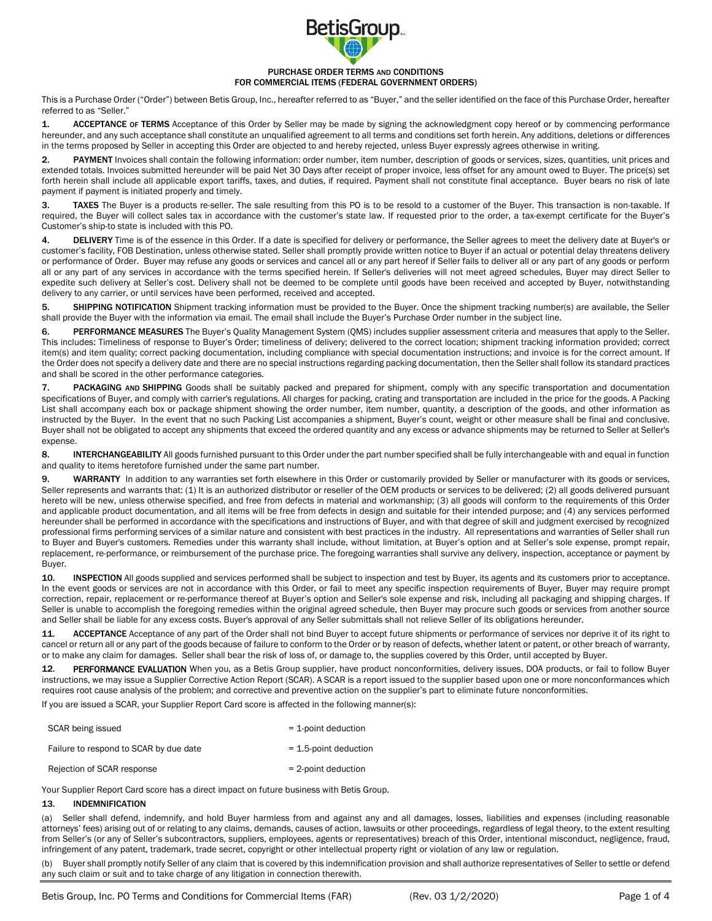# PURCHASE ORDER TERMS AND CONDITIONS FOR COMMERCIAL ITEMS (FEDERAL GOVERNMENT ORDERS)

This is a Purchase Order ("Order") between Betis Group, Inc., hereafter referred to as "Buyer," and the seller identified on the face of this Purchase Order, hereafter referred to as "Seller."

1. **ACCEPTANCE OF TERMS** Acceptance of this Order by Seller may be made by signing the acknowledgment copy hereof or by commencing performance hereunder, and any such acceptance shall constitute an unqualified agreement to all terms and conditions set forth herein. Any additions, deletions or differences in the terms proposed by Seller in accepting this Order are objected to and hereby rejected, unless Buyer expressly agrees otherwise in writing.

2. **PAYMENT** Invoices shall contain the following information: order number, item number, description of goods or services, sizes, quantities, unit prices and extended totals. Invoices submitted hereunder will be paid Net 30 Days after receipt of proper invoice, less offset for any amount owed to Buyer. The price(s) set forth herein shall include all applicable export tariffs, taxes, and duties, if required. Payment shall not constitute final acceptance. Buyer bears no risk of late payment if payment is initiated properly and timely.

3. **TAXES** The Buyer is a products re-seller. The sale resulting from this PO is to be resold to a customer of the Buyer. This transaction is non-taxable. If required, the Buyer will collect sales tax in accordance with the customer's state law. If requested prior to the order, a tax-exempt certificate for the Buyer's Customer's ship-to state is included with this PO.

4. **DELIVERY** Time is of the essence in this Order. If a date is specified for delivery or performance, the Seller agrees to meet the delivery date at Buyer's or customer's facility, FOB Destination, unless otherwise stated. Seller shall promptly provide written notice to Buyer if an actual or potential delay threatens delivery or performance of Order. Buyer may refuse any goods or services and cancel all or any part hereof if Seller fails to deliver all or any part of any goods or perform all or any part of any services in accordance with the terms specified herein. If Seller's deliveries will not meet agreed schedules, Buyer may direct Seller to expedite such delivery at Seller's cost. Delivery shall not be deemed to be complete until goods have been received and accepted by Buyer, notwithstanding delivery to any carrier, or until services have been performed, received and accepted.

5. **SHIPPING NOTIFICATION** Shipment tracking information must be provided to the Buyer. Once the shipment tracking number(s) are available, the Seller shall provide the Buyer with the information via email. The email shall include the Buyer's Purchase Order number in the subject line.

6. **PERFORMANCE MEASURES** The Buyer's Quality Management System (QMS) includes supplier assessment criteria and measures that apply to the Seller. This includes: Timeliness of response to Buyer's Order; timeliness of delivery; delivered to the correct location; shipment tracking information provided; correct item(s) and item quality; correct packing documentation, including compliance with special documentation instructions; and invoice is for the correct amount. If the Order does not specify a delivery date and there are no special instructions regarding packing documentation, then the Seller shall follow its standard practices and shall be scored in the other performance categories.

7. **PACKAGING AND SHIPPING** Goods shall be suitably packed and prepared for shipment, comply with any specific transportation and documentation specifications of Buyer, and comply with carrier's regulations. All charges for packing, crating and transportation are included in the price for the goods. A Packing List shall accompany each box or package shipment showing the order number, item number, quantity, a description of the goods, and other information as instructed by the Buyer. In the event that no such Packing List accompanies a shipment, Buyer's count, weight or other measure shall be final and conclusive. Buyer shall not be obligated to accept any shipments that exceed the ordered quantity and any excess or advance shipments may be returned to Seller at Seller's expense.

8. **INTERCHANGEABILITY** All goods furnished pursuant to this Order under the part number specified shall be fully interchangeable with and equal in function and quality to items heretofore furnished under the same part number.

9. **WARRANTY** In addition to any warranties set forth elsewhere in this Order or customarily provided by Seller or manufacturer with its goods or services, Seller represents and warrants that: (1) It is an authorized distributor or reseller of the OEM products or services to be delivered; (2) all goods delivered pursuant hereto will be new, unless otherwise specified, and free from defects in material and workmanship; (3) all goods will conform to the requirements of this Order and applicable product documentation, and all items will be free from defects in design and suitable for their intended purpose; and (4) any services performed hereunder shall be performed in accordance with the specifications and instructions of Buyer, and with that degree of skill and judgment exercised by recognized professional firms performing services of a similar nature and consistent with best practices in the industry. All representations and warranties of Seller shall run to Buyer and Buyer's customers. Remedies under this warranty shall include, without limitation, at Buyer's option and at Seller's sole expense, prompt repair, replacement, re-performance, or reimbursement of the purchase price. The foregoing warranties shall survive any delivery, inspection, acceptance or payment by Buyer.

10. **INSPECTION** All goods supplied and services performed shall be subject to inspection and test by Buyer, its agents and its customers prior to acceptance. In the event goods or services are not in accordance with this Order, or fail to meet any specific inspection requirements of Buyer, Buyer may require prompt correction, repair, replacement or re-performance thereof at Buyer's option and Seller's sole expense and risk, including all packaging and shipping charges. If Seller is unable to accomplish the foregoing remedies within the original agreed schedule, then Buyer may procure such goods or services from another source and Seller shall be liable for any excess costs. Buyer's approval of any Seller submittals shall not relieve Seller of its obligations hereunder.

11. **ACCEPTANCE** Acceptance of any part of the Order shall not bind Buyer to accept future shipments or performance of services nor deprive it of its right to cancel or return all or any part of the goods because of failure to conform to the Order or by reason of defects, whether latent or patent, or other breach of warranty, or to make any claim for damages. Seller shall bear the risk of loss of, or damage to, the supplies covered by this Order, until accepted by Buyer.

12. **PERFORMANCE EVALUATION** When you, as a Betis Group supplier, have product nonconformities, delivery issues, DOA products, or fail to follow Buyer instructions, we may issue a Supplier Corrective Action Report (SCAR). A SCAR is a report issued to the supplier based upon one or more nonconformances which requires root cause analysis of the problem; and corrective and preventive action on the supplier's part to eliminate future nonconformities.

If you are issued a SCAR, your Supplier Report Card score is affected in the following manner(s):

| | |
|---|---|
| SCAR being issued | = 1-point deduction |
| Failure to respond to SCAR by due date | = 1.5-point deduction |
| Rejection of SCAR response | = 2-point deduction |

Your Supplier Report Card score has a direct impact on future business with Betis Group.

13. **INDEMNIFICATION**

(a) Seller shall defend, indemnify, and hold Buyer harmless from and against any and all damages, losses, liabilities and expenses (including reasonable attorneys' fees) arising out of or relating to any claims, demands, causes of action, lawsuits or other proceedings, regardless of legal theory, to the extent resulting from Seller's (or any of Seller's subcontractors, suppliers, employees, agents or representatives) breach of this Order, intentional misconduct, negligence, fraud, infringement of any patent, trademark, trade secret, copyright or other intellectual property right or violation of any law or regulation.

(b) Buyer shall promptly notify Seller of any claim that is covered by this indemnification provision and shall authorize representatives of Seller to settle or defend any such claim or suit and to take charge of any litigation in connection therewith.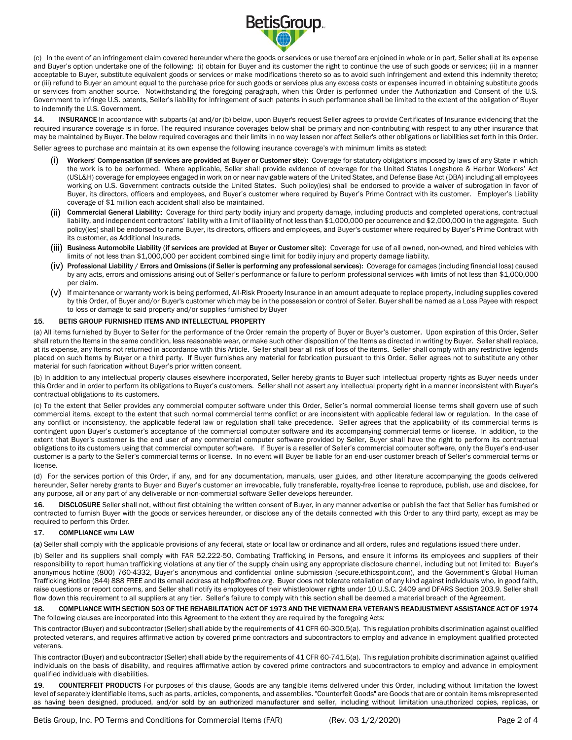(c) In the event of an infringement claim covered hereunder where the goods or services or use thereof are enjoined in whole or in part, Seller shall at its expense and Buyer's option undertake one of the following: (i) obtain for Buyer and its customer the right to continue the use of such goods or services; (ii) in a manner acceptable to Buyer, substitute equivalent goods or services or make modifications thereto so as to avoid such infringement and extend this indemnity thereto; or (iii) refund to Buyer an amount equal to the purchase price for such goods or services plus any excess costs or expenses incurred in obtaining substitute goods or services from another source. Notwithstanding the foregoing paragraph, when this Order is performed under the Authorization and Consent of the U.S. Government to infringe U.S. patents, Seller's liability for infringement of such patents in such performance shall be limited to the extent of the obligation of Buyer to indemnify the U.S. Government.

**14. INSURANCE** In accordance with subparts (a) and/or (b) below, upon Buyer's request Seller agrees to provide Certificates of Insurance evidencing that the required insurance coverage is in force. The required insurance coverages below shall be primary and non-contributing with respect to any other insurance that may be maintained by Buyer. The below required coverages and their limits in no way lessen nor affect Seller's other obligations or liabilities set forth in this Order.

Seller agrees to purchase and maintain at its own expense the following insurance coverage's with minimum limits as stated:

(i) **Workers' Compensation (if services are provided at Buyer or Customer site)**: Coverage for statutory obligations imposed by laws of any State in which the work is to be performed. Where applicable, Seller shall provide evidence of coverage for the United States Longshore & Harbor Workers' Act (USL&H) coverage for employees engaged in work on or near navigable waters of the United States, and Defense Base Act (DBA) including all employees working on U.S. Government contracts outside the United States. Such policy(ies) shall be endorsed to provide a waiver of subrogation in favor of Buyer, its directors, officers and employees, and Buyer's customer where required by Buyer's Prime Contract with its customer. Employer's Liability coverage of $1 million each accident shall also be maintained.

(ii) **Commercial General Liability:** Coverage for third party bodily injury and property damage, including products and completed operations, contractual liability, and independent contractors' liability with a limit of liability of not less than $1,000,000 per occurrence and $2,000,000 in the aggregate. Such policy(ies) shall be endorsed to name Buyer, its directors, officers and employees, and Buyer's customer where required by Buyer's Prime Contract with its customer, as Additional Insureds.

(iii) **Business Automobile Liability (if services are provided at Buyer or Customer site)**: Coverage for use of all owned, non-owned, and hired vehicles with limits of not less than $1,000,000 per accident combined single limit for bodily injury and property damage liability.

(iv) **Professional Liability / Errors and Omissions (if Seller is performing any professional services)**: Coverage for damages (including financial loss) caused by any acts, errors and omissions arising out of Seller's performance or failure to perform professional services with limits of not less than $1,000,000 per claim.

(v) If maintenance or warranty work is being performed, All-Risk Property Insurance in an amount adequate to replace property, including supplies covered by this Order, of Buyer and/or Buyer's customer which may be in the possession or control of Seller. Buyer shall be named as a Loss Payee with respect to loss or damage to said property and/or supplies furnished by Buyer

**15. BETIS GROUP FURNISHED ITEMS AND INTELLECTUAL PROPERTY**

(a) All items furnished by Buyer to Seller for the performance of the Order remain the property of Buyer or Buyer's customer. Upon expiration of this Order, Seller shall return the Items in the same condition, less reasonable wear, or make such other disposition of the Items as directed in writing by Buyer. Seller shall replace, at its expense, any Items not returned in accordance with this Article. Seller shall bear all risk of loss of the items. Seller shall comply with any restrictive legends placed on such Items by Buyer or a third party. If Buyer furnishes any material for fabrication pursuant to this Order, Seller agrees not to substitute any other material for such fabrication without Buyer's prior written consent.

(b) In addition to any intellectual property clauses elsewhere incorporated, Seller hereby grants to Buyer such intellectual property rights as Buyer needs under this Order and in order to perform its obligations to Buyer's customers. Seller shall not assert any intellectual property right in a manner inconsistent with Buyer's contractual obligations to its customers.

(c) To the extent that Seller provides any commercial computer software under this Order, Seller's normal commercial license terms shall govern use of such commercial items, except to the extent that such normal commercial terms conflict or are inconsistent with applicable federal law or regulation. In the case of any conflict or inconsistency, the applicable federal law or regulation shall take precedence. Seller agrees that the applicability of its commercial terms is contingent upon Buyer's customer's acceptance of the commercial computer software and its accompanying commercial terms or license. In addition, to the extent that Buyer's customer is the end user of any commercial computer software provided by Seller, Buyer shall have the right to perform its contractual obligations to its customers using that commercial computer software. If Buyer is a reseller of Seller's commercial computer software, only the Buyer's end-user customer is a party to the Seller's commercial terms or license. In no event will Buyer be liable for an end-user customer breach of Seller's commercial terms or license.

(d) For the services portion of this Order, if any, and for any documentation, manuals, user guides, and other literature accompanying the goods delivered hereunder, Seller hereby grants to Buyer and Buyer's customer an irrevocable, fully transferable, royalty-free license to reproduce, publish, use and disclose, for any purpose, all or any part of any deliverable or non-commercial software Seller develops hereunder.

**16. DISCLOSURE** Seller shall not, without first obtaining the written consent of Buyer, in any manner advertise or publish the fact that Seller has furnished or contracted to furnish Buyer with the goods or services hereunder, or disclose any of the details connected with this Order to any third party, except as may be required to perform this Order.

**17. COMPLIANCE WITH LAW**

(a) Seller shall comply with the applicable provisions of any federal, state or local law or ordinance and all orders, rules and regulations issued there under.

(b) Seller and its suppliers shall comply with FAR 52.222-50, Combating Trafficking in Persons, and ensure it informs its employees and suppliers of their responsibility to report human trafficking violations at any tier of the supply chain using any appropriate disclosure channel, including but not limited to: Buyer's anonymous hotline (800) 760-4332, Buyer's anonymous and confidential online submission (secure.ethicspoint.com), and the Government's Global Human Trafficking Hotline (844) 888 FREE and its email address at help@befree.org. Buyer does not tolerate retaliation of any kind against individuals who, in good faith, raise questions or report concerns, and Seller shall notify its employees of their whistleblower rights under 10 U.S.C. 2409 and DFARS Section 203.9. Seller shall flow down this requirement to all suppliers at any tier. Seller's failure to comply with this section shall be deemed a material breach of the Agreement.

**18. COMPLIANCE WITH SECTION 503 OF THE REHABILITATION ACT OF 1973 AND THE VIETNAM ERA VETERAN'S READJUSTMENT ASSISTANCE ACT OF 1974**

The following clauses are incorporated into this Agreement to the extent they are required by the foregoing Acts:

This contractor (Buyer) and subcontractor (Seller) shall abide by the requirements of 41 CFR 60-300.5(a). This regulation prohibits discrimination against qualified protected veterans, and requires affirmative action by covered prime contractors and subcontractors to employ and advance in employment qualified protected veterans.

This contractor (Buyer) and subcontractor (Seller) shall abide by the requirements of 41 CFR 60-741.5(a). This regulation prohibits discrimination against qualified individuals on the basis of disability, and requires affirmative action by covered prime contractors and subcontractors to employ and advance in employment qualified individuals with disabilities.

**19. COUNTERFEIT PRODUCTS** For purposes of this clause, Goods are any tangible items delivered under this Order, including without limitation the lowest level of separately identifiable items, such as parts, articles, components, and assemblies. "Counterfeit Goods" are Goods that are or contain items misrepresented as having been designed, produced, and/or sold by an authorized manufacturer and seller, including without limitation unauthorized copies, replicas, or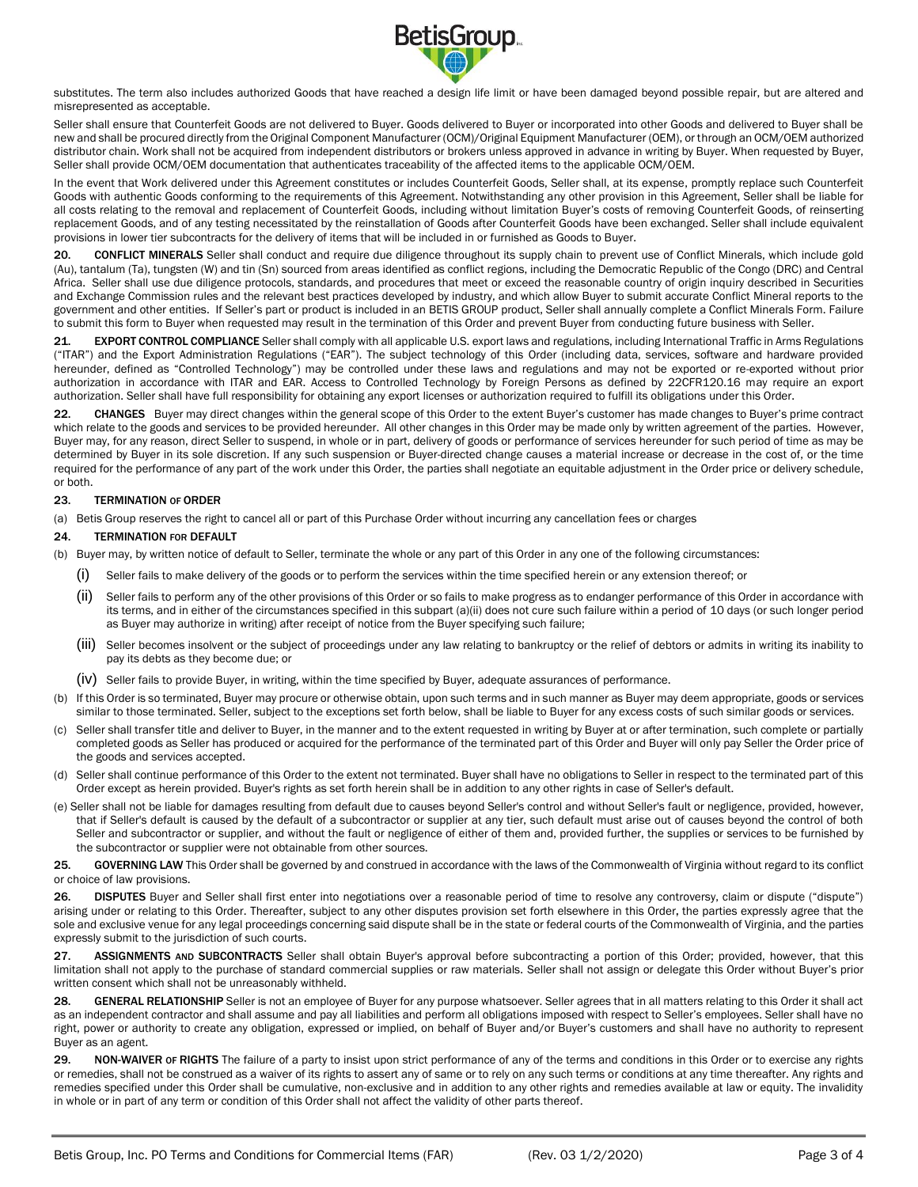substitutes. The term also includes authorized Goods that have reached a design life limit or have been damaged beyond possible repair, but are altered and misrepresented as acceptable.

Seller shall ensure that Counterfeit Goods are not delivered to Buyer. Goods delivered to Buyer or incorporated into other Goods and delivered to Buyer shall be new and shall be procured directly from the Original Component Manufacturer (OCM)/Original Equipment Manufacturer (OEM), or through an OCM/OEM authorized distributor chain. Work shall not be acquired from independent distributors or brokers unless approved in advance in writing by Buyer. When requested by Buyer, Seller shall provide OCM/OEM documentation that authenticates traceability of the affected items to the applicable OCM/OEM.

In the event that Work delivered under this Agreement constitutes or includes Counterfeit Goods, Seller shall, at its expense, promptly replace such Counterfeit Goods with authentic Goods conforming to the requirements of this Agreement. Notwithstanding any other provision in this Agreement, Seller shall be liable for all costs relating to the removal and replacement of Counterfeit Goods, including without limitation Buyer's costs of removing Counterfeit Goods, of reinserting replacement Goods, and of any testing necessitated by the reinstallation of Goods after Counterfeit Goods have been exchanged. Seller shall include equivalent provisions in lower tier subcontracts for the delivery of items that will be included in or furnished as Goods to Buyer.

**20. CONFLICT MINERALS** Seller shall conduct and require due diligence throughout its supply chain to prevent use of Conflict Minerals, which include gold (Au), tantalum (Ta), tungsten (W) and tin (Sn) sourced from areas identified as conflict regions, including the Democratic Republic of the Congo (DRC) and Central Africa. Seller shall use due diligence protocols, standards, and procedures that meet or exceed the reasonable country of origin inquiry described in Securities and Exchange Commission rules and the relevant best practices developed by industry, and which allow Buyer to submit accurate Conflict Mineral reports to the government and other entities. If Seller's part or product is included in an BETIS GROUP product, Seller shall annually complete a Conflict Minerals Form. Failure to submit this form to Buyer when requested may result in the termination of this Order and prevent Buyer from conducting future business with Seller.

**21. EXPORT CONTROL COMPLIANCE** Seller shall comply with all applicable U.S. export laws and regulations, including International Traffic in Arms Regulations ("ITAR") and the Export Administration Regulations ("EAR"). The subject technology of this Order (including data, services, software and hardware provided hereunder, defined as "Controlled Technology") may be controlled under these laws and regulations and may not be exported or re-exported without prior authorization in accordance with ITAR and EAR. Access to Controlled Technology by Foreign Persons as defined by 22CFR120.16 may require an export authorization. Seller shall have full responsibility for obtaining any export licenses or authorization required to fulfill its obligations under this Order.

**22. CHANGES** Buyer may direct changes within the general scope of this Order to the extent Buyer's customer has made changes to Buyer's prime contract which relate to the goods and services to be provided hereunder. All other changes in this Order may be made only by written agreement of the parties. However, Buyer may, for any reason, direct Seller to suspend, in whole or in part, delivery of goods or performance of services hereunder for such period of time as may be determined by Buyer in its sole discretion. If any such suspension or Buyer-directed change causes a material increase or decrease in the cost of, or the time required for the performance of any part of the work under this Order, the parties shall negotiate an equitable adjustment in the Order price or delivery schedule, or both.

**23. TERMINATION OF ORDER**

(a) Betis Group reserves the right to cancel all or part of this Purchase Order without incurring any cancellation fees or charges

**24. TERMINATION FOR DEFAULT**

(b) Buyer may, by written notice of default to Seller, terminate the whole or any part of this Order in any one of the following circumstances:

- (i) Seller fails to make delivery of the goods or to perform the services within the time specified herein or any extension thereof; or
- (ii) Seller fails to perform any of the other provisions of this Order or so fails to make progress as to endanger performance of this Order in accordance with its terms, and in either of the circumstances specified in this subpart (a)(ii) does not cure such failure within a period of 10 days (or such longer period as Buyer may authorize in writing) after receipt of notice from the Buyer specifying such failure;
- (iii) Seller becomes insolvent or the subject of proceedings under any law relating to bankruptcy or the relief of debtors or admits in writing its inability to pay its debts as they become due; or
- (iv) Seller fails to provide Buyer, in writing, within the time specified by Buyer, adequate assurances of performance.

(b) If this Order is so terminated, Buyer may procure or otherwise obtain, upon such terms and in such manner as Buyer may deem appropriate, goods or services similar to those terminated. Seller, subject to the exceptions set forth below, shall be liable to Buyer for any excess costs of such similar goods or services.

(c) Seller shall transfer title and deliver to Buyer, in the manner and to the extent requested in writing by Buyer at or after termination, such complete or partially completed goods as Seller has produced or acquired for the performance of the terminated part of this Order and Buyer will only pay Seller the Order price of the goods and services accepted.

(d) Seller shall continue performance of this Order to the extent not terminated. Buyer shall have no obligations to Seller in respect to the terminated part of this Order except as herein provided. Buyer's rights as set forth herein shall be in addition to any other rights in case of Seller's default.

(e) Seller shall not be liable for damages resulting from default due to causes beyond Seller's control and without Seller's fault or negligence, provided, however, that if Seller's default is caused by the default of a subcontractor or supplier at any tier, such default must arise out of causes beyond the control of both Seller and subcontractor or supplier, and without the fault or negligence of either of them and, provided further, the supplies or services to be furnished by the subcontractor or supplier were not obtainable from other sources.

**25. GOVERNING LAW** This Order shall be governed by and construed in accordance with the laws of the Commonwealth of Virginia without regard to its conflict or choice of law provisions.

**26. DISPUTES** Buyer and Seller shall first enter into negotiations over a reasonable period of time to resolve any controversy, claim or dispute ("dispute") arising under or relating to this Order. Thereafter, subject to any other disputes provision set forth elsewhere in this Order, the parties expressly agree that the sole and exclusive venue for any legal proceedings concerning said dispute shall be in the state or federal courts of the Commonwealth of Virginia, and the parties expressly submit to the jurisdiction of such courts.

**27. ASSIGNMENTS AND SUBCONTRACTS** Seller shall obtain Buyer's approval before subcontracting a portion of this Order; provided, however, that this limitation shall not apply to the purchase of standard commercial supplies or raw materials. Seller shall not assign or delegate this Order without Buyer's prior written consent which shall not be unreasonably withheld.

**28. GENERAL RELATIONSHIP** Seller is not an employee of Buyer for any purpose whatsoever. Seller agrees that in all matters relating to this Order it shall act as an independent contractor and shall assume and pay all liabilities and perform all obligations imposed with respect to Seller's employees. Seller shall have no right, power or authority to create any obligation, expressed or implied, on behalf of Buyer and/or Buyer's customers and shall have no authority to represent Buyer as an agent.

**29. NON-WAIVER OF RIGHTS** The failure of a party to insist upon strict performance of any of the terms and conditions in this Order or to exercise any rights or remedies, shall not be construed as a waiver of its rights to assert any of same or to rely on any such terms or conditions at any time thereafter. Any rights and remedies specified under this Order shall be cumulative, non-exclusive and in addition to any other rights and remedies available at law or equity. The invalidity in whole or in part of any term or condition of this Order shall not affect the validity of other parts thereof.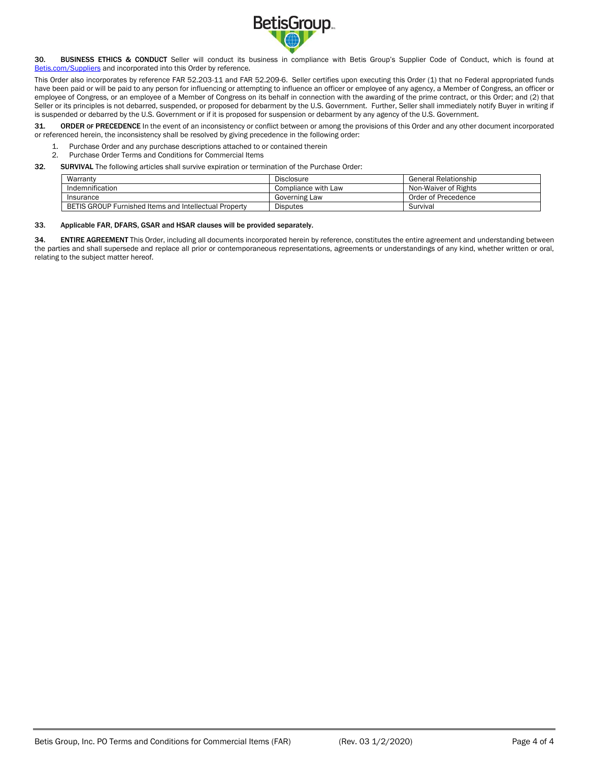**30. BUSINESS ETHICS & CONDUCT** Seller will conduct its business in compliance with Betis Group's Supplier Code of Conduct, which is found at Betis.com/Suppliers and incorporated into this Order by reference.

This Order also incorporates by reference FAR 52.203-11 and FAR 52.209-6. Seller certifies upon executing this Order (1) that no Federal appropriated funds have been paid or will be paid to any person for influencing or attempting to influence an officer or employee of any agency, a Member of Congress, an officer or employee of Congress, or an employee of a Member of Congress on its behalf in connection with the awarding of the prime contract, or this Order; and (2) that Seller or its principles is not debarred, suspended, or proposed for debarment by the U.S. Government. Further, Seller shall immediately notify Buyer in writing if is suspended or debarred by the U.S. Government or if it is proposed for suspension or debarment by any agency of the U.S. Government.

**31. ORDER OF PRECEDENCE** In the event of an inconsistency or conflict between or among the provisions of this Order and any other document incorporated or referenced herein, the inconsistency shall be resolved by giving precedence in the following order:

1. Purchase Order and any purchase descriptions attached to or contained therein
2. Purchase Order Terms and Conditions for Commercial Items

**32. SURVIVAL** The following articles shall survive expiration or termination of the Purchase Order:

| | | |
|---|---|---|
| Warranty | Disclosure | General Relationship |
| Indemnification | Compliance with Law | Non-Waiver of Rights |
| Insurance | Governing Law | Order of Precedence |
| BETIS GROUP Furnished Items and Intellectual Property | Disputes | Survival |

**33. Applicable FAR, DFARS, GSAR and HSAR clauses will be provided separately.**

**34. ENTIRE AGREEMENT** This Order, including all documents incorporated herein by reference, constitutes the entire agreement and understanding between the parties and shall supersede and replace all prior or contemporaneous representations, agreements or understandings of any kind, whether written or oral, relating to the subject matter hereof.